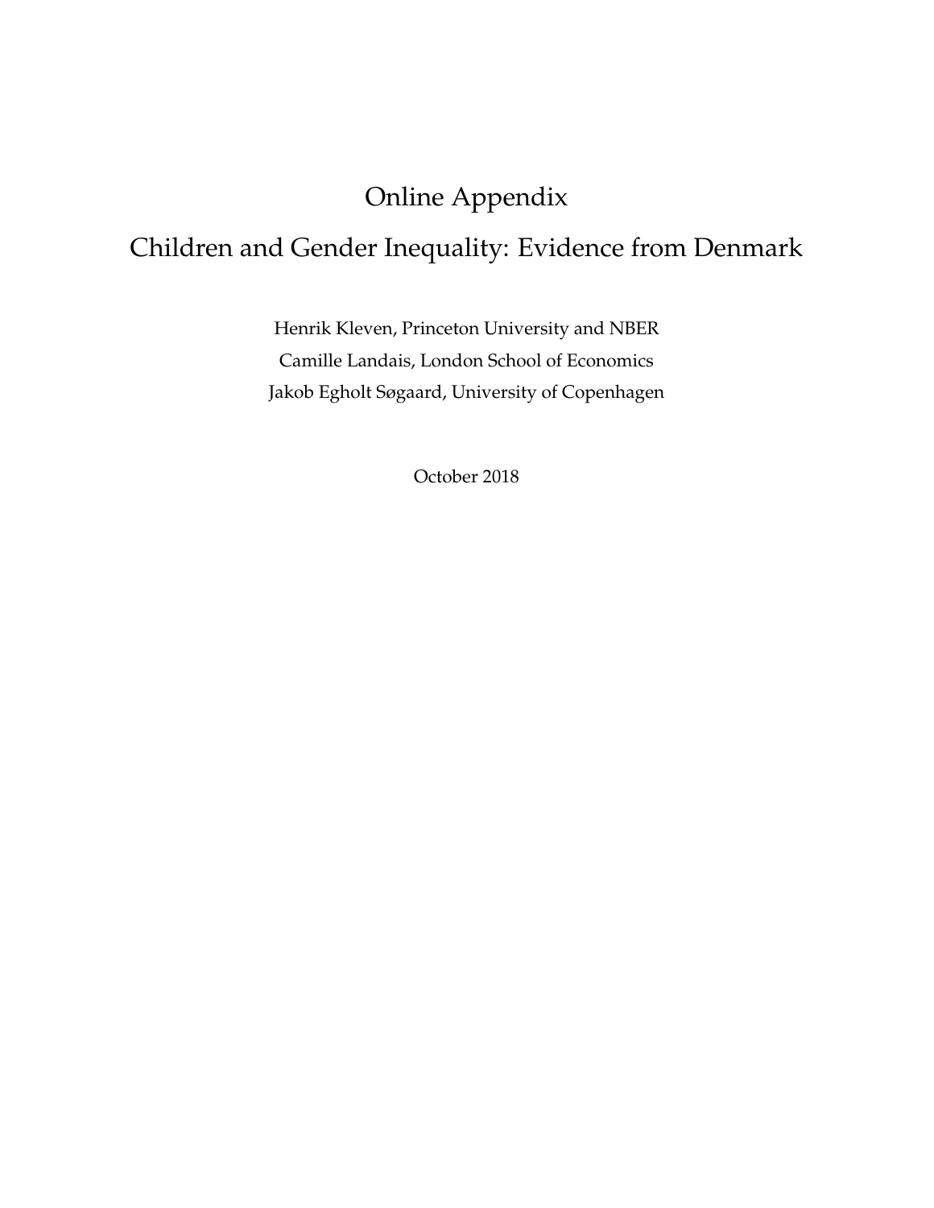# Online Appendix

# Children and Gender Inequality: Evidence from Denmark

Henrik Kleven, Princeton University and NBER

Camille Landais, London School of Economics

Jakob Egholt Søgaard, University of Copenhagen

October 2018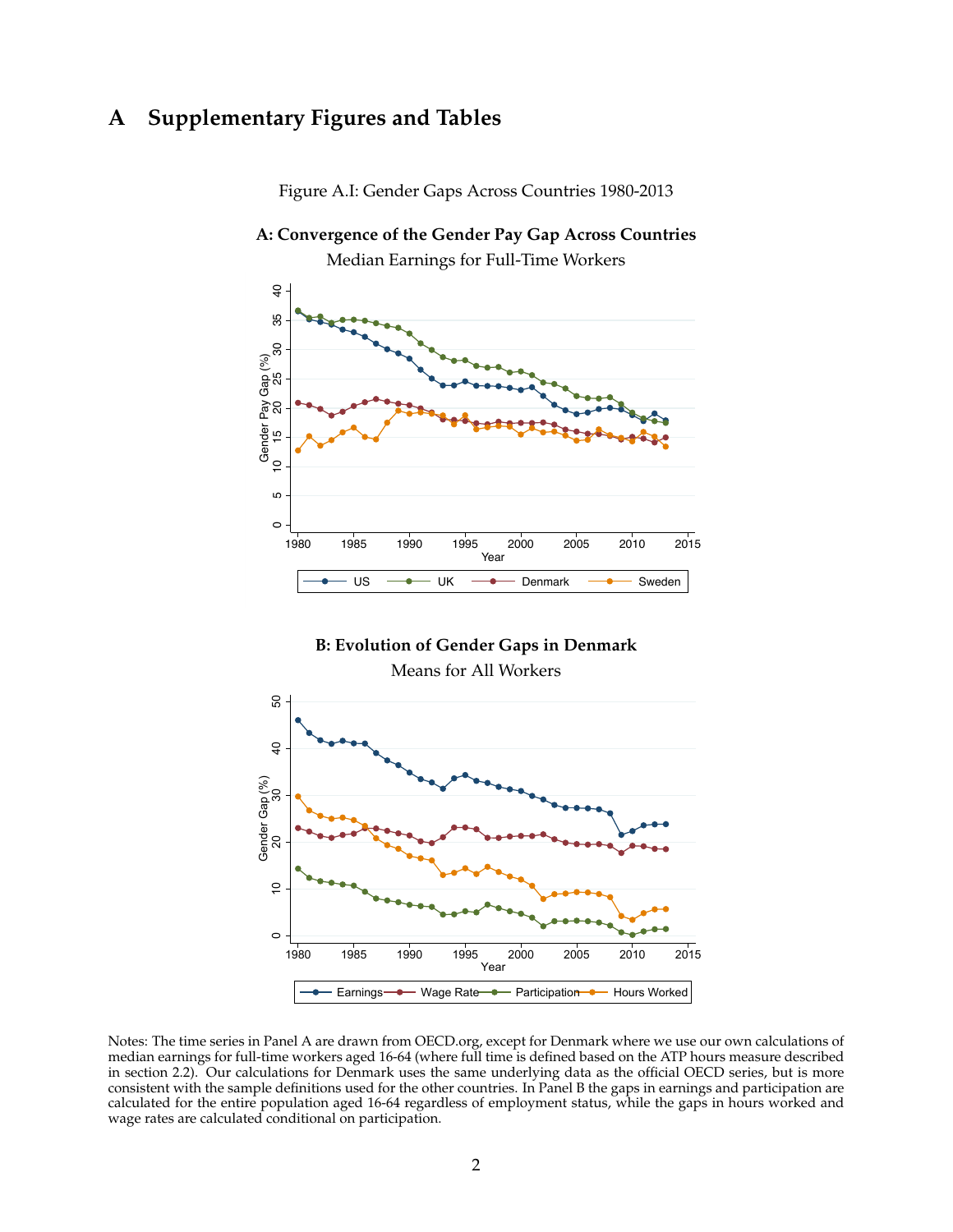# A Supplementary Figures and Tables

Figure A.I: Gender Gaps Across Countries 1980-2013

**A: Convergence of the Gender Pay Gap Across Countries**

Median Earnings for Full-Time Workers

**B: Evolution of Gender Gaps in Denmark**

Means for All Workers

Notes: The time series in Panel A are drawn from OECD.org, except for Denmark where we use our own calculations of median earnings for full-time workers aged 16-64 (where full time is defined based on the ATP hours measure described in section 2.2). Our calculations for Denmark uses the same underlying data as the official OECD series, but is more consistent with the sample definitions used for the other countries. In Panel B the gaps in earnings and participation are calculated for the entire population aged 16-64 regardless of employment status, while the gaps in hours worked and wage rates are calculated conditional on participation.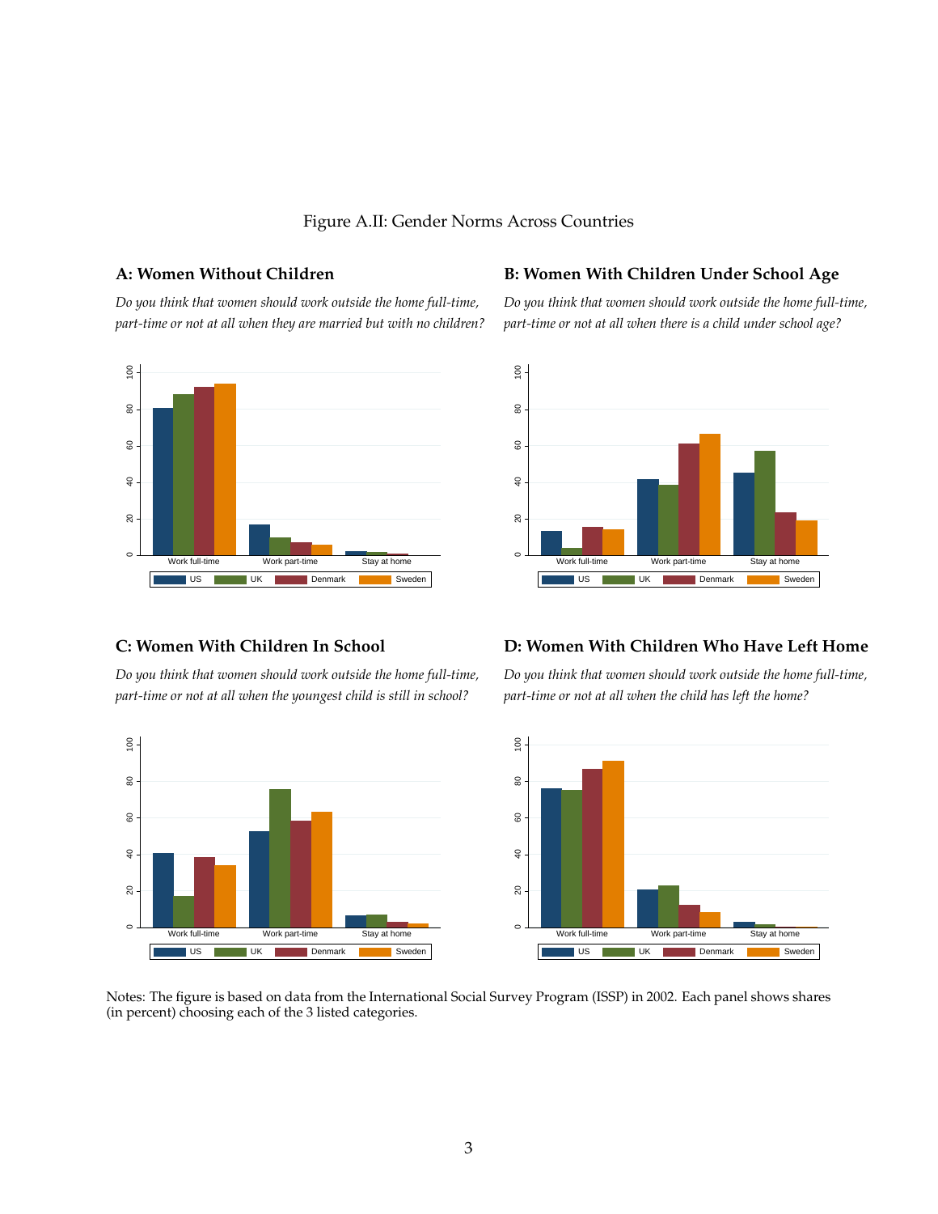Figure A.II: Gender Norms Across Countries

### A: Women Without Children

*Do you think that women should work outside the home full-time, part-time or not at all when they are married but with no children?*

### B: Women With Children Under School Age

*Do you think that women should work outside the home full-time, part-time or not at all when there is a child under school age?*

### C: Women With Children In School

*Do you think that women should work outside the home full-time, part-time or not at all when the youngest child is still in school?*

### D: Women With Children Who Have Left Home

*Do you think that women should work outside the home full-time, part-time or not at all when the child has left the home?*

Notes: The figure is based on data from the International Social Survey Program (ISSP) in 2002. Each panel shows shares (in percent) choosing each of the 3 listed categories.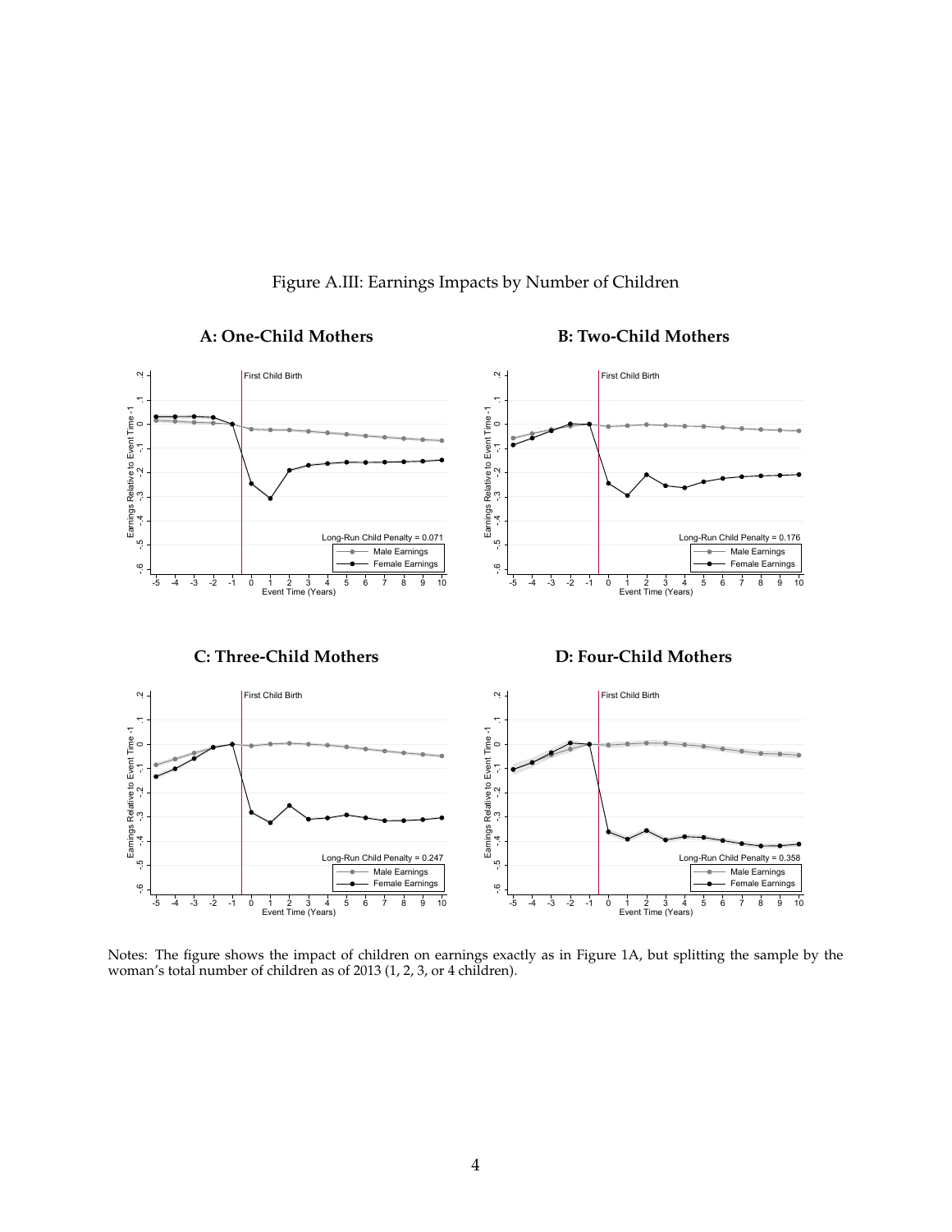Figure A.III: Earnings Impacts by Number of Children

**A: One-Child Mothers**

**B: Two-Child Mothers**

**C: Three-Child Mothers**

**D: Four-Child Mothers**

Notes: The figure shows the impact of children on earnings exactly as in Figure 1A, but splitting the sample by the woman's total number of children as of 2013 (1, 2, 3, or 4 children).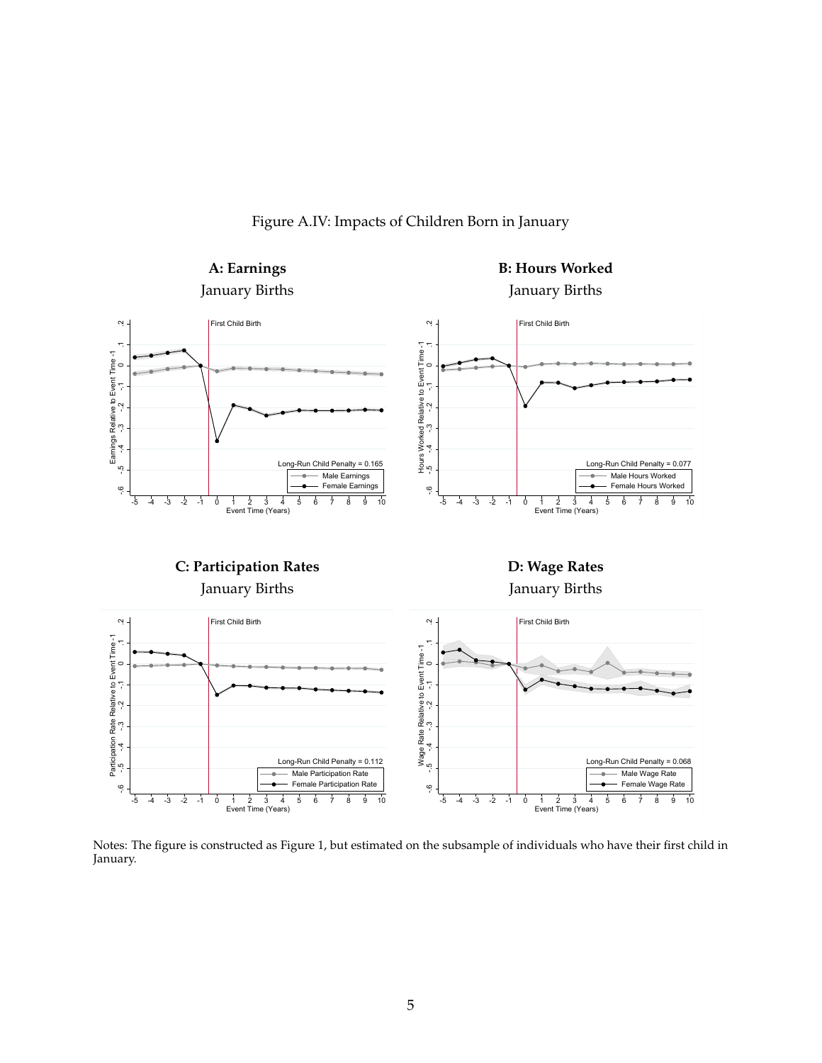Figure A.IV: Impacts of Children Born in January

**A: Earnings**

January Births

**B: Hours Worked**

January Births

**C: Participation Rates**

January Births

**D: Wage Rates**

January Births

Notes: The figure is constructed as Figure 1, but estimated on the subsample of individuals who have their first child in January.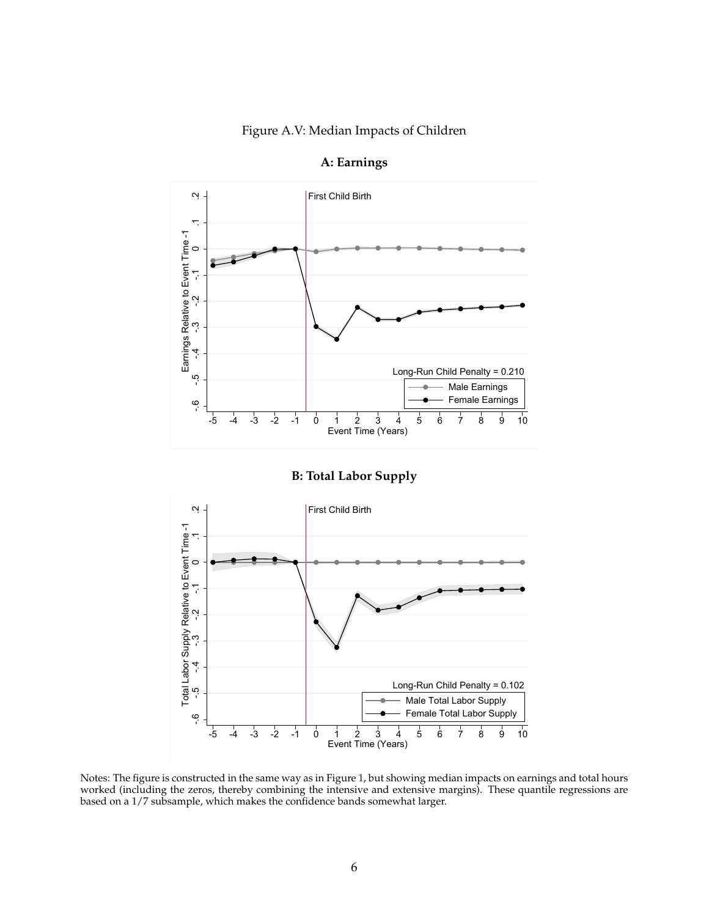Figure A.V: Median Impacts of Children

**A: Earnings**

**B: Total Labor Supply**

Notes: The figure is constructed in the same way as in Figure 1, but showing median impacts on earnings and total hours worked (including the zeros, thereby combining the intensive and extensive margins). These quantile regressions are based on a 1/7 subsample, which makes the confidence bands somewhat larger.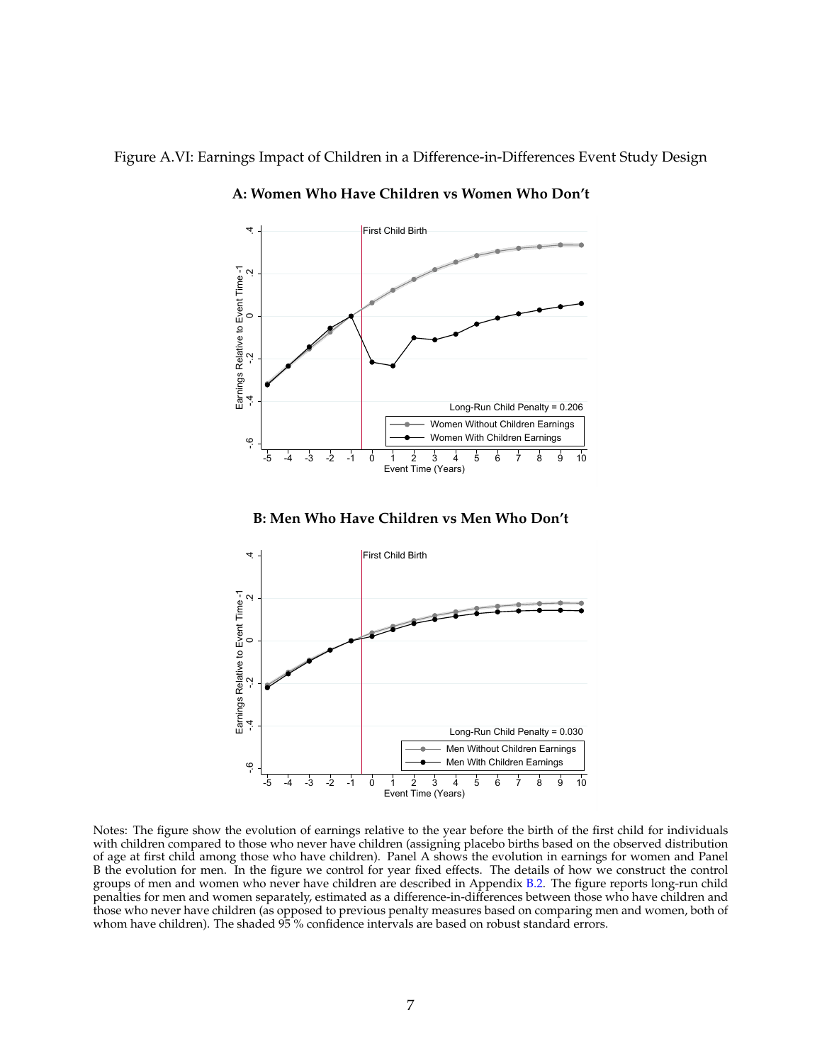Figure A.VI: Earnings Impact of Children in a Difference-in-Differences Event Study Design

**A: Women Who Have Children vs Women Who Don't**

**B: Men Who Have Children vs Men Who Don't**

Notes: The figure show the evolution of earnings relative to the year before the birth of the first child for individuals with children compared to those who never have children (assigning placebo births based on the observed distribution of age at first child among those who have children). Panel A shows the evolution in earnings for women and Panel B the evolution for men. In the figure we control for year fixed effects. The details of how we construct the control groups of men and women who never have children are described in Appendix B.2. The figure reports long-run child penalties for men and women separately, estimated as a difference-in-differences between those who have children and those who never have children (as opposed to previous penalty measures based on comparing men and women, both of whom have children). The shaded 95 % confidence intervals are based on robust standard errors.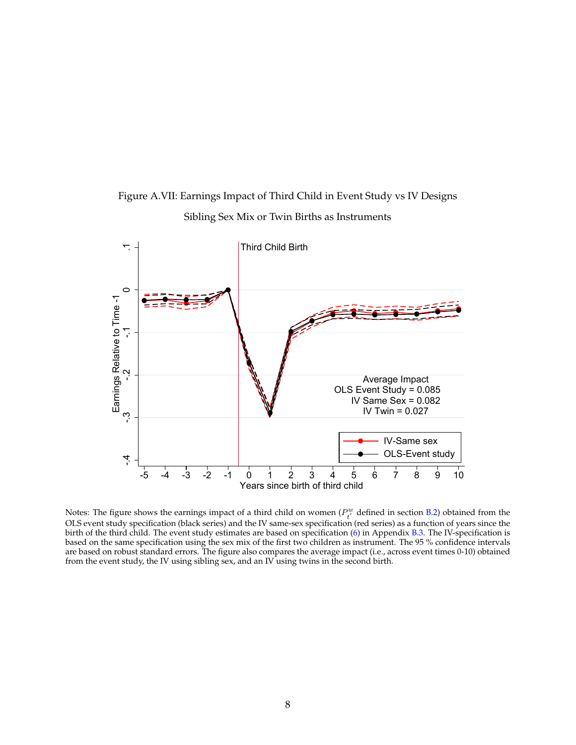Figure A.VII: Earnings Impact of Third Child in Event Study vs IV Designs

Sibling Sex Mix or Twin Births as Instruments

Notes: The figure shows the earnings impact of a third child on women ($P^w_{t'}$ defined in section B.2) obtained from the OLS event study specification (black series) and the IV same-sex specification (red series) as a function of years since the birth of the third child. The event study estimates are based on specification (6) in Appendix B.3. The IV-specification is based on the same specification using the sex mix of the first two children as instrument. The 95 % confidence intervals are based on robust standard errors. The figure also compares the average impact (i.e., across event times 0-10) obtained from the event study, the IV using sibling sex, and an IV using twins in the second birth.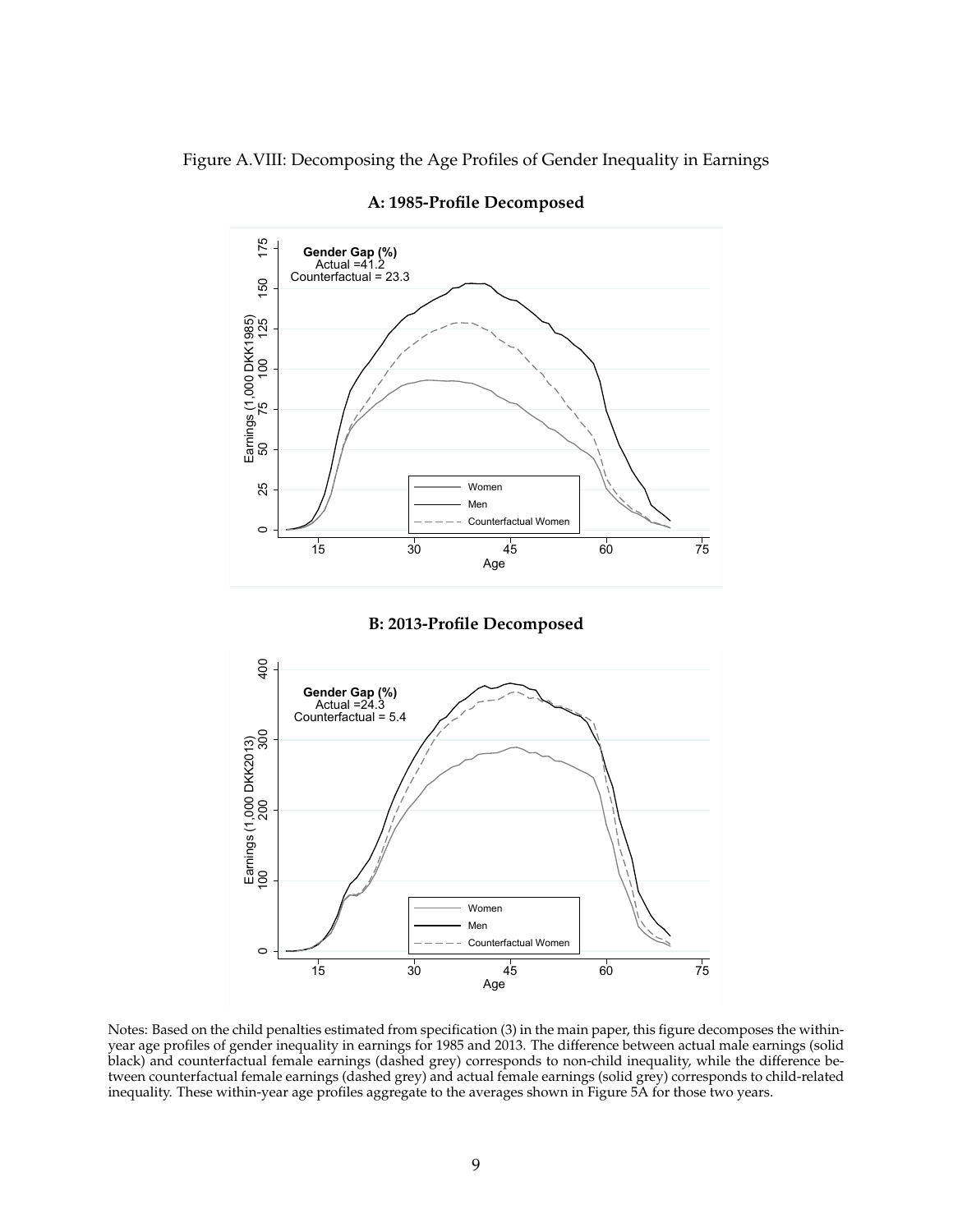Figure A.VIII: Decomposing the Age Profiles of Gender Inequality in Earnings

**A: 1985-Profile Decomposed**

**Gender Gap (%)**
Actual =41.2
Counterfactual = 23.3

**B: 2013-Profile Decomposed**

**Gender Gap (%)**
Actual =24.3
Counterfactual = 5.4

Notes: Based on the child penalties estimated from specification (3) in the main paper, this figure decomposes the within-year age profiles of gender inequality in earnings for 1985 and 2013. The difference between actual male earnings (solid black) and counterfactual female earnings (dashed grey) corresponds to non-child inequality, while the difference between counterfactual female earnings (dashed grey) and actual female earnings (solid grey) corresponds to child-related inequality. These within-year age profiles aggregate to the averages shown in Figure 5A for those two years.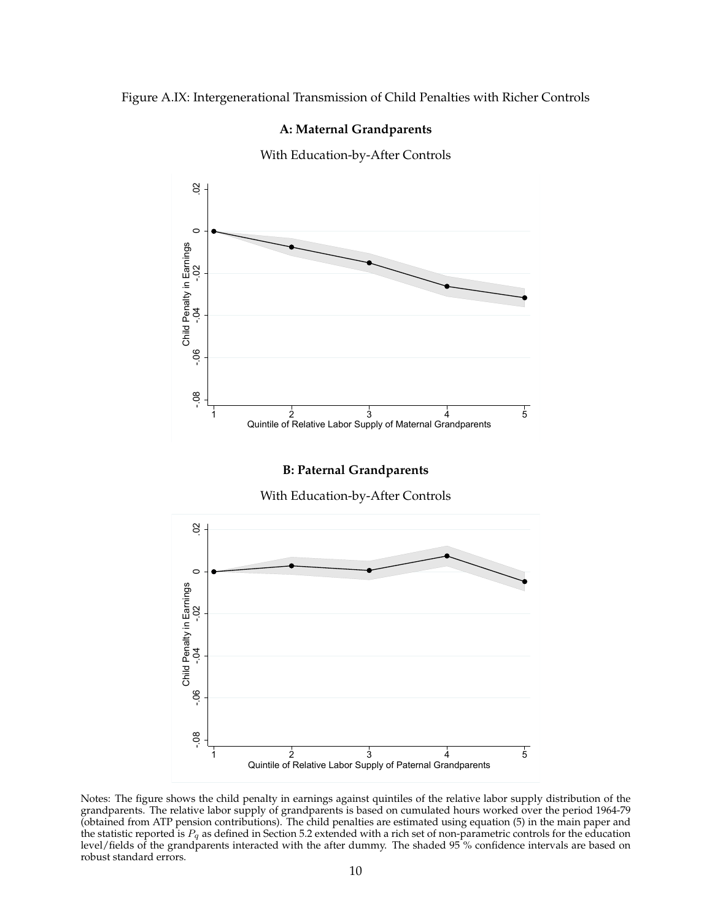Figure A.IX: Intergenerational Transmission of Child Penalties with Richer Controls

**A: Maternal Grandparents**

With Education-by-After Controls

**B: Paternal Grandparents**

With Education-by-After Controls

Notes: The figure shows the child penalty in earnings against quintiles of the relative labor supply distribution of the grandparents. The relative labor supply of grandparents is based on cumulated hours worked over the period 1964-79 (obtained from ATP pension contributions). The child penalties are estimated using equation (5) in the main paper and the statistic reported is $P_q$ as defined in Section 5.2 extended with a rich set of non-parametric controls for the education level/fields of the grandparents interacted with the after dummy. The shaded 95 % confidence intervals are based on robust standard errors.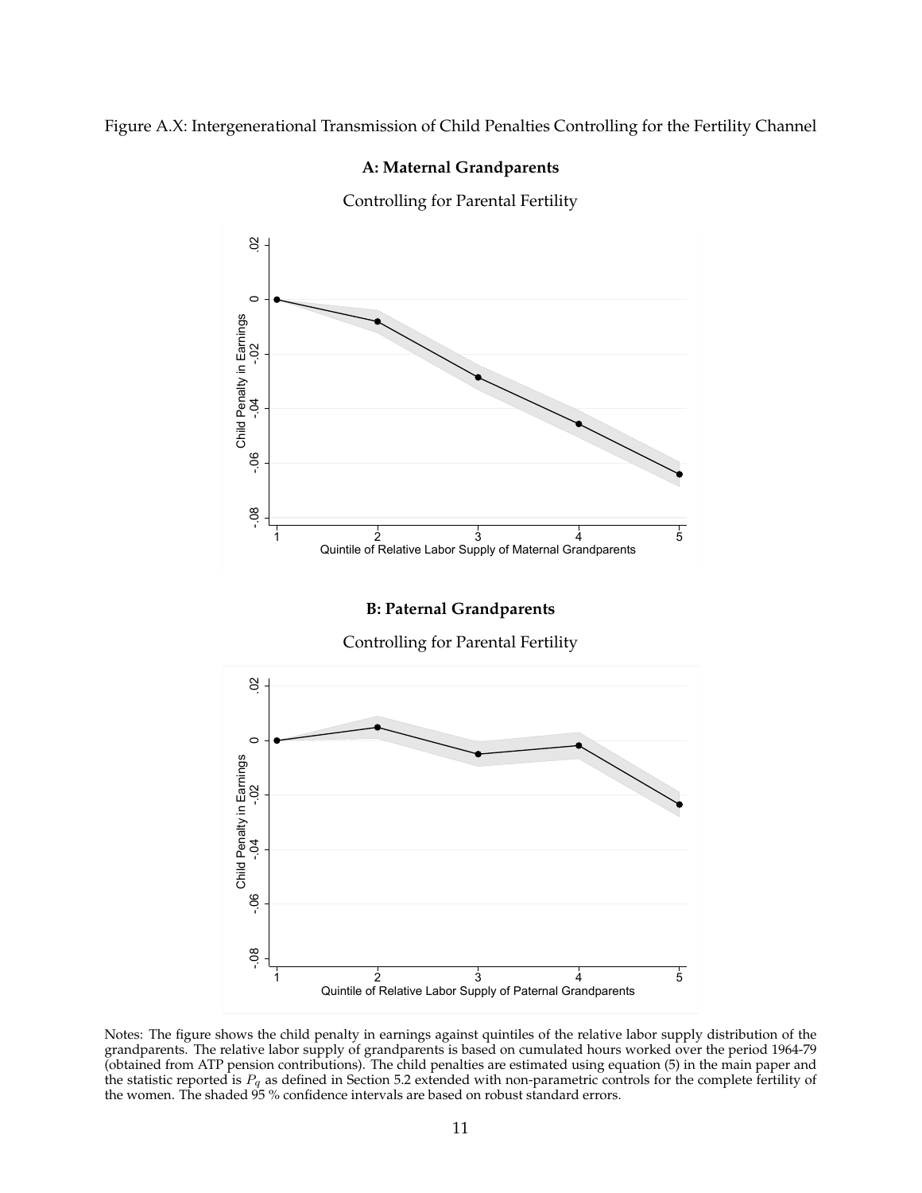Figure A.X: Intergenerational Transmission of Child Penalties Controlling for the Fertility Channel

**A: Maternal Grandparents**

Controlling for Parental Fertility

**B: Paternal Grandparents**

Controlling for Parental Fertility

Notes: The figure shows the child penalty in earnings against quintiles of the relative labor supply distribution of the grandparents. The relative labor supply of grandparents is based on cumulated hours worked over the period 1964-79 (obtained from ATP pension contributions). The child penalties are estimated using equation (5) in the main paper and the statistic reported is $P_q$ as defined in Section 5.2 extended with non-parametric controls for the complete fertility of the women. The shaded 95 % confidence intervals are based on robust standard errors.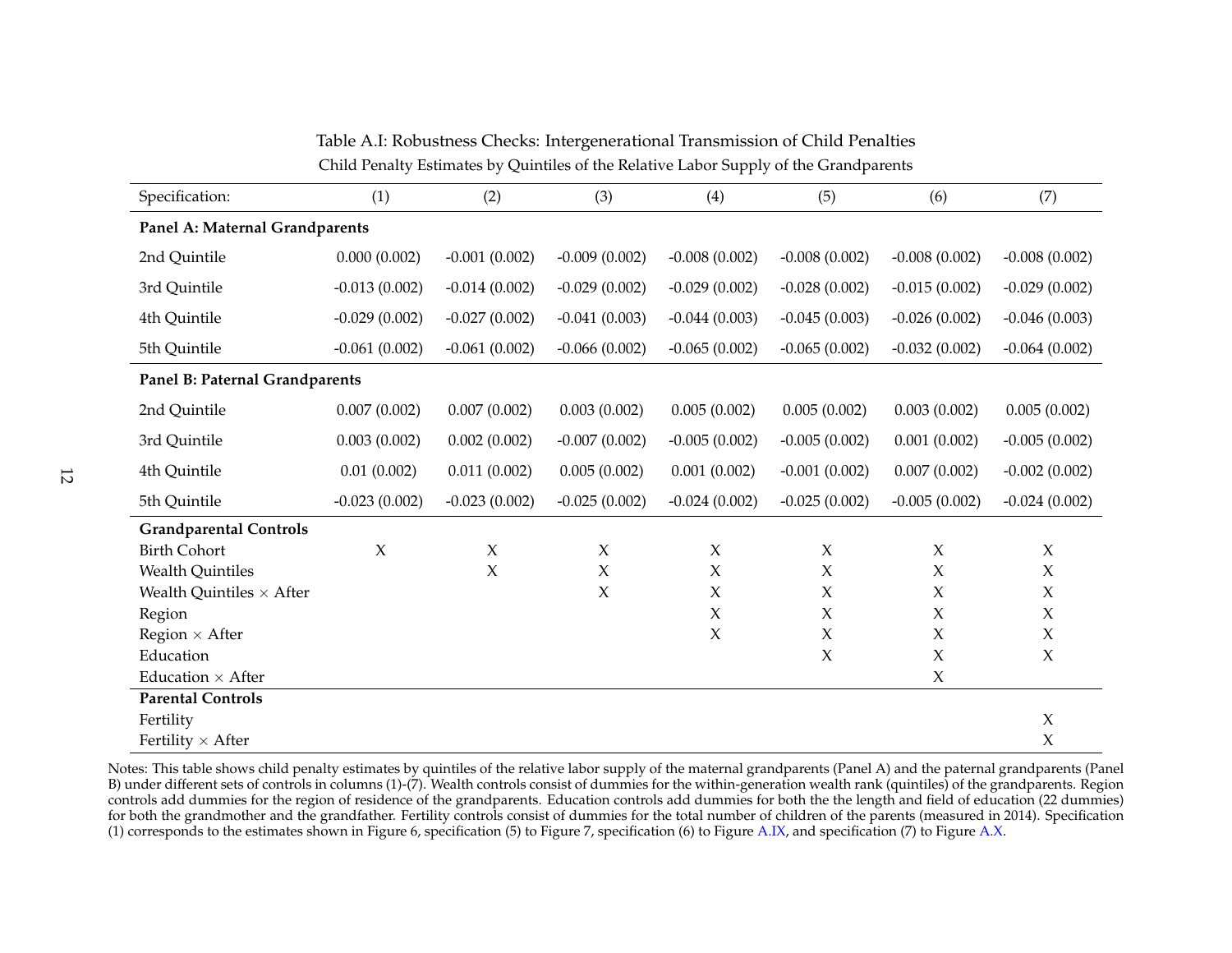Table A.I: Robustness Checks: Intergenerational Transmission of Child Penalties

Child Penalty Estimates by Quintiles of the Relative Labor Supply of the Grandparents

| Specification: | (1) | (2) | (3) | (4) | (5) | (6) | (7) |
|---|---|---|---|---|---|---|---|
| **Panel A: Maternal Grandparents** | | | | | | | |
| 2nd Quintile | 0.000 (0.002) | -0.001 (0.002) | -0.009 (0.002) | -0.008 (0.002) | -0.008 (0.002) | -0.008 (0.002) | -0.008 (0.002) |
| 3rd Quintile | -0.013 (0.002) | -0.014 (0.002) | -0.029 (0.002) | -0.029 (0.002) | -0.028 (0.002) | -0.015 (0.002) | -0.029 (0.002) |
| 4th Quintile | -0.029 (0.002) | -0.027 (0.002) | -0.041 (0.003) | -0.044 (0.003) | -0.045 (0.003) | -0.026 (0.002) | -0.046 (0.003) |
| 5th Quintile | -0.061 (0.002) | -0.061 (0.002) | -0.066 (0.002) | -0.065 (0.002) | -0.065 (0.002) | -0.032 (0.002) | -0.064 (0.002) |
| **Panel B: Paternal Grandparents** | | | | | | | |
| 2nd Quintile | 0.007 (0.002) | 0.007 (0.002) | 0.003 (0.002) | 0.005 (0.002) | 0.005 (0.002) | 0.003 (0.002) | 0.005 (0.002) |
| 3rd Quintile | 0.003 (0.002) | 0.002 (0.002) | -0.007 (0.002) | -0.005 (0.002) | -0.005 (0.002) | 0.001 (0.002) | -0.005 (0.002) |
| 4th Quintile | 0.01 (0.002) | 0.011 (0.002) | 0.005 (0.002) | 0.001 (0.002) | -0.001 (0.002) | 0.007 (0.002) | -0.002 (0.002) |
| 5th Quintile | -0.023 (0.002) | -0.023 (0.002) | -0.025 (0.002) | -0.024 (0.002) | -0.025 (0.002) | -0.005 (0.002) | -0.024 (0.002) |
| **Grandparental Controls** | | | | | | | |
| Birth Cohort | X | X | X | X | X | X | X |
| Wealth Quintiles | | X | X | X | X | X | X |
| Wealth Quintiles × After | | | X | X | X | X | X |
| Region | | | | X | X | X | X |
| Region × After | | | | X | X | X | X |
| Education | | | | | X | X | X |
| Education × After | | | | | | X | |
| **Parental Controls** | | | | | | | |
| Fertility | | | | | | | X |
| Fertility × After | | | | | | | X |

Notes: This table shows child penalty estimates by quintiles of the relative labor supply of the maternal grandparents (Panel A) and the paternal grandparents (Panel B) under different sets of controls in columns (1)-(7). Wealth controls consist of dummies for the within-generation wealth rank (quintiles) of the grandparents. Region controls add dummies for the region of residence of the grandparents. Education controls add dummies for both the the length and field of education (22 dummies) for both the grandmother and the grandfather. Fertility controls consist of dummies for the total number of children of the parents (measured in 2014). Specification (1) corresponds to the estimates shown in Figure 6, specification (5) to Figure 7, specification (6) to Figure A.IX, and specification (7) to Figure A.X.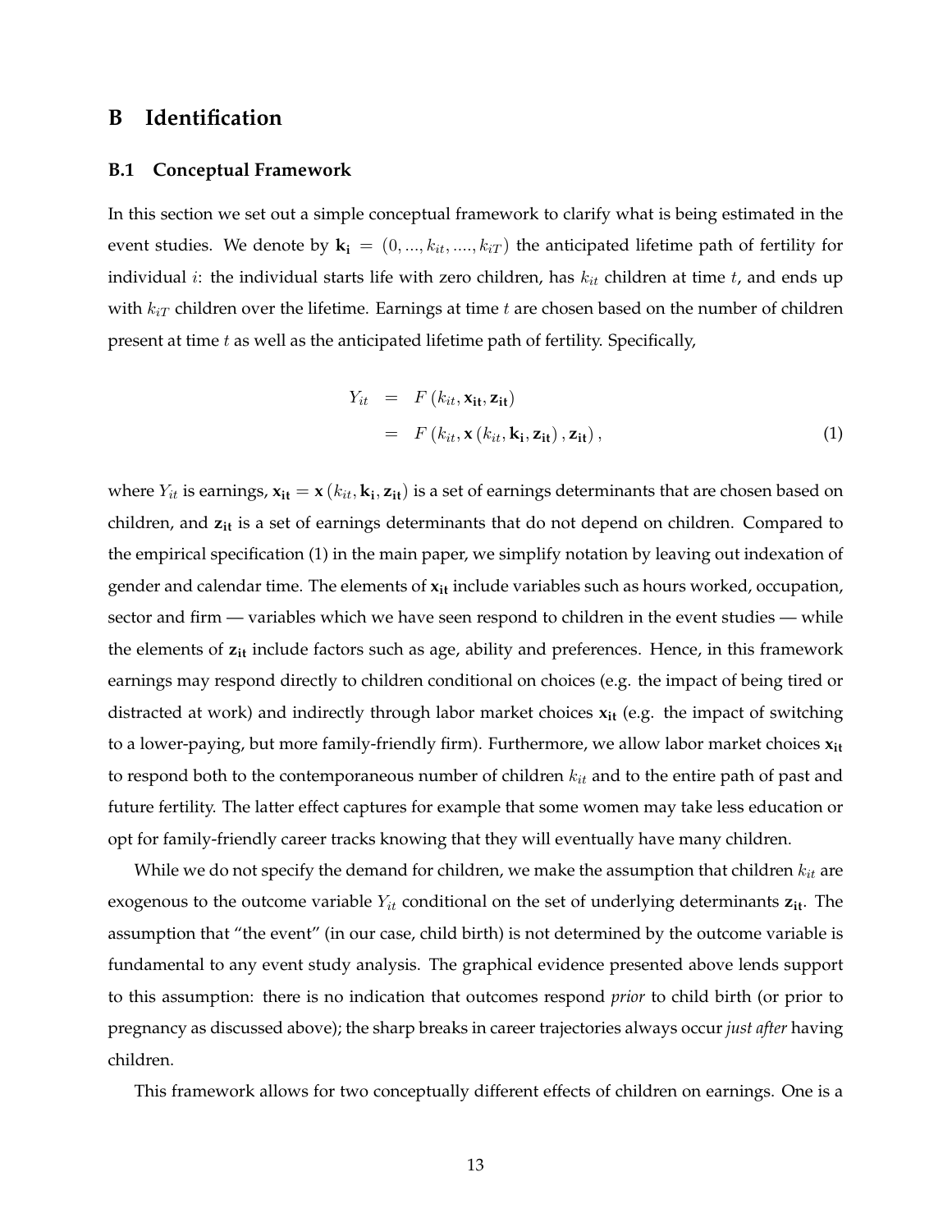# B Identification

## B.1 Conceptual Framework

In this section we set out a simple conceptual framework to clarify what is being estimated in the event studies. We denote by $\mathbf{k_i} = (0, ..., k_{it}, ...., k_{iT})$ the anticipated lifetime path of fertility for individual $i$: the individual starts life with zero children, has $k_{it}$ children at time $t$, and ends up with $k_{iT}$ children over the lifetime. Earnings at time $t$ are chosen based on the number of children present at time $t$ as well as the anticipated lifetime path of fertility. Specifically,

$$
\begin{aligned}
Y_{it} &= F\left(k_{it}, \mathbf{x_{it}}, \mathbf{z_{it}}\right) \\
&= F\left(k_{it}, \mathbf{x}\left(k_{it}, \mathbf{k_i}, \mathbf{z_{it}}\right), \mathbf{z_{it}}\right),
\end{aligned}
\tag{1}
$$

where $Y_{it}$ is earnings, $\mathbf{x_{it}} = \mathbf{x}\left(k_{it}, \mathbf{k_i}, \mathbf{z_{it}}\right)$ is a set of earnings determinants that are chosen based on children, and $\mathbf{z_{it}}$ is a set of earnings determinants that do not depend on children. Compared to the empirical specification (1) in the main paper, we simplify notation by leaving out indexation of gender and calendar time. The elements of $\mathbf{x_{it}}$ include variables such as hours worked, occupation, sector and firm — variables which we have seen respond to children in the event studies — while the elements of $\mathbf{z_{it}}$ include factors such as age, ability and preferences. Hence, in this framework earnings may respond directly to children conditional on choices (e.g. the impact of being tired or distracted at work) and indirectly through labor market choices $\mathbf{x_{it}}$ (e.g. the impact of switching to a lower-paying, but more family-friendly firm). Furthermore, we allow labor market choices $\mathbf{x_{it}}$ to respond both to the contemporaneous number of children $k_{it}$ and to the entire path of past and future fertility. The latter effect captures for example that some women may take less education or opt for family-friendly career tracks knowing that they will eventually have many children.

While we do not specify the demand for children, we make the assumption that children $k_{it}$ are exogenous to the outcome variable $Y_{it}$ conditional on the set of underlying determinants $\mathbf{z_{it}}$. The assumption that "the event" (in our case, child birth) is not determined by the outcome variable is fundamental to any event study analysis. The graphical evidence presented above lends support to this assumption: there is no indication that outcomes respond *prior* to child birth (or prior to pregnancy as discussed above); the sharp breaks in career trajectories always occur *just after* having children.

This framework allows for two conceptually different effects of children on earnings. One is a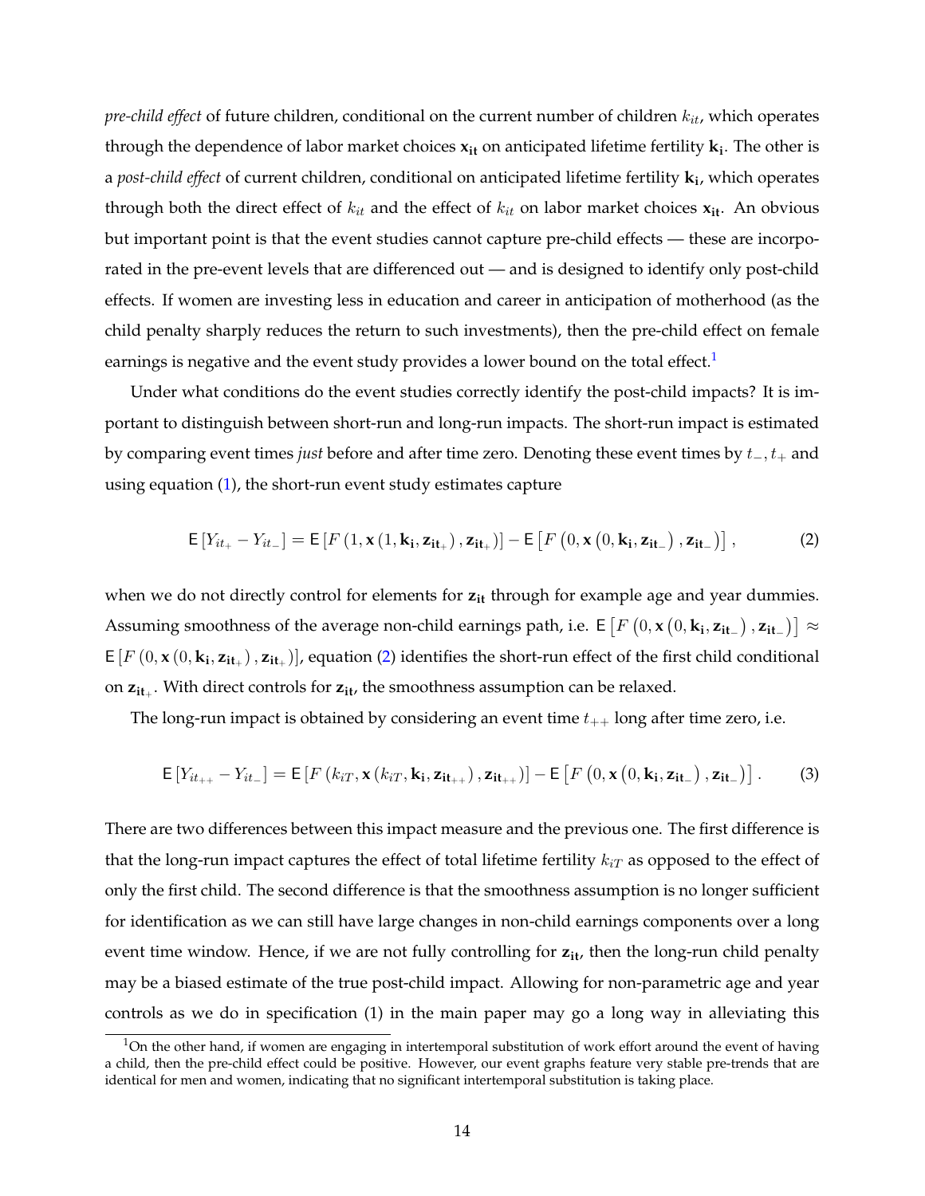*pre-child effect* of future children, conditional on the current number of children $k_{it}$, which operates through the dependence of labor market choices $\mathbf{x_{it}}$ on anticipated lifetime fertility $\mathbf{k_i}$. The other is a *post-child effect* of current children, conditional on anticipated lifetime fertility $\mathbf{k_i}$, which operates through both the direct effect of $k_{it}$ and the effect of $k_{it}$ on labor market choices $\mathbf{x_{it}}$. An obvious but important point is that the event studies cannot capture pre-child effects — these are incorporated in the pre-event levels that are differenced out — and is designed to identify only post-child effects. If women are investing less in education and career in anticipation of motherhood (as the child penalty sharply reduces the return to such investments), then the pre-child effect on female earnings is negative and the event study provides a lower bound on the total effect.[1]

Under what conditions do the event studies correctly identify the post-child impacts? It is important to distinguish between short-run and long-run impacts. The short-run impact is estimated by comparing event times *just* before and after time zero. Denoting these event times by $t_-, t_+$ and using equation (1), the short-run event study estimates capture

$$\mathsf{E}\left[Y_{it_+} - Y_{it_-}\right] = \mathsf{E}\left[F\left(1, \mathbf{x}\left(1, \mathbf{k_i}, \mathbf{z_{it_+}}\right), \mathbf{z_{it_+}}\right)\right] - \mathsf{E}\left[F\left(0, \mathbf{x}\left(0, \mathbf{k_i}, \mathbf{z_{it_-}}\right), \mathbf{z_{it_-}}\right)\right], \tag{2}$$

when we do not directly control for elements for $\mathbf{z_{it}}$ through for example age and year dummies. Assuming smoothness of the average non-child earnings path, i.e. $\mathsf{E}\left[F\left(0, \mathbf{x}\left(0, \mathbf{k_i}, \mathbf{z_{it_-}}\right), \mathbf{z_{it_-}}\right)\right] \approx \mathsf{E}\left[F\left(0, \mathbf{x}\left(0, \mathbf{k_i}, \mathbf{z_{it_+}}\right), \mathbf{z_{it_+}}\right)\right]$, equation (2) identifies the short-run effect of the first child conditional on $\mathbf{z_{it_+}}$. With direct controls for $\mathbf{z_{it}}$, the smoothness assumption can be relaxed.

The long-run impact is obtained by considering an event time $t_{++}$ long after time zero, i.e.

$$\mathsf{E}\left[Y_{it_{++}} - Y_{it_-}\right] = \mathsf{E}\left[F\left(k_{iT}, \mathbf{x}\left(k_{iT}, \mathbf{k_i}, \mathbf{z_{it_{++}}}\right), \mathbf{z_{it_{++}}}\right)\right] - \mathsf{E}\left[F\left(0, \mathbf{x}\left(0, \mathbf{k_i}, \mathbf{z_{it_-}}\right), \mathbf{z_{it_-}}\right)\right]. \tag{3}$$

There are two differences between this impact measure and the previous one. The first difference is that the long-run impact captures the effect of total lifetime fertility $k_{iT}$ as opposed to the effect of only the first child. The second difference is that the smoothness assumption is no longer sufficient for identification as we can still have large changes in non-child earnings components over a long event time window. Hence, if we are not fully controlling for $\mathbf{z_{it}}$, then the long-run child penalty may be a biased estimate of the true post-child impact. Allowing for non-parametric age and year controls as we do in specification (1) in the main paper may go a long way in alleviating this

[1] On the other hand, if women are engaging in intertemporal substitution of work effort around the event of having a child, then the pre-child effect could be positive. However, our event graphs feature very stable pre-trends that are identical for men and women, indicating that no significant intertemporal substitution is taking place.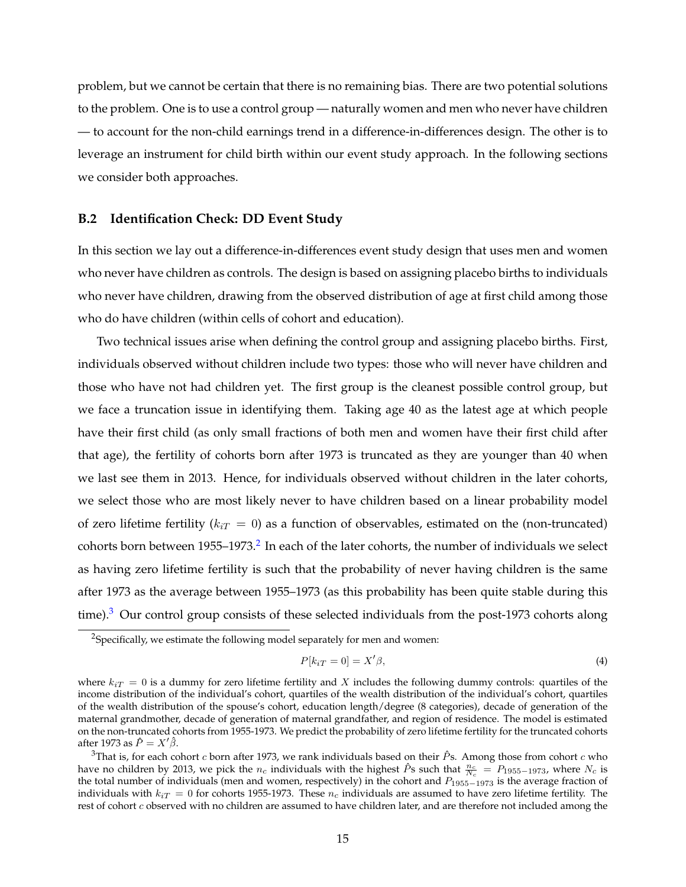problem, but we cannot be certain that there is no remaining bias. There are two potential solutions to the problem. One is to use a control group — naturally women and men who never have children — to account for the non-child earnings trend in a difference-in-differences design. The other is to leverage an instrument for child birth within our event study approach. In the following sections we consider both approaches.

### B.2 Identification Check: DD Event Study

In this section we lay out a difference-in-differences event study design that uses men and women who never have children as controls. The design is based on assigning placebo births to individuals who never have children, drawing from the observed distribution of age at first child among those who do have children (within cells of cohort and education).

Two technical issues arise when defining the control group and assigning placebo births. First, individuals observed without children include two types: those who will never have children and those who have not had children yet. The first group is the cleanest possible control group, but we face a truncation issue in identifying them. Taking age 40 as the latest age at which people have their first child (as only small fractions of both men and women have their first child after that age), the fertility of cohorts born after 1973 is truncated as they are younger than 40 when we last see them in 2013. Hence, for individuals observed without children in the later cohorts, we select those who are most likely never to have children based on a linear probability model of zero lifetime fertility ($k_{iT} = 0$) as a function of observables, estimated on the (non-truncated) cohorts born between 1955–1973.[2] In each of the later cohorts, the number of individuals we select as having zero lifetime fertility is such that the probability of never having children is the same after 1973 as the average between 1955–1973 (as this probability has been quite stable during this time).[3] Our control group consists of these selected individuals from the post-1973 cohorts along

---

[2]Specifically, we estimate the following model separately for men and women:

$$P[k_{iT} = 0] = X'\beta, \tag{4}$$

where $k_{iT} = 0$ is a dummy for zero lifetime fertility and $X$ includes the following dummy controls: quartiles of the income distribution of the individual's cohort, quartiles of the wealth distribution of the individual's cohort, quartiles of the wealth distribution of the spouse's cohort, education length/degree (8 categories), decade of generation of the maternal grandmother, decade of generation of maternal grandfather, and region of residence. The model is estimated on the non-truncated cohorts from 1955-1973. We predict the probability of zero lifetime fertility for the truncated cohorts after 1973 as $\hat{P} = X'\hat{\beta}$.

[3]That is, for each cohort $c$ born after 1973, we rank individuals based on their $\hat{P}$s. Among those from cohort $c$ who have no children by 2013, we pick the $n_c$ individuals with the highest $\hat{P}$s such that $\frac{n_c}{N_c} = P_{1955-1973}$, where $N_c$ is the total number of individuals (men and women, respectively) in the cohort and $P_{1955-1973}$ is the average fraction of individuals with $k_{iT} = 0$ for cohorts 1955-1973. These $n_c$ individuals are assumed to have zero lifetime fertility. The rest of cohort $c$ observed with no children are assumed to have children later, and are therefore not included among the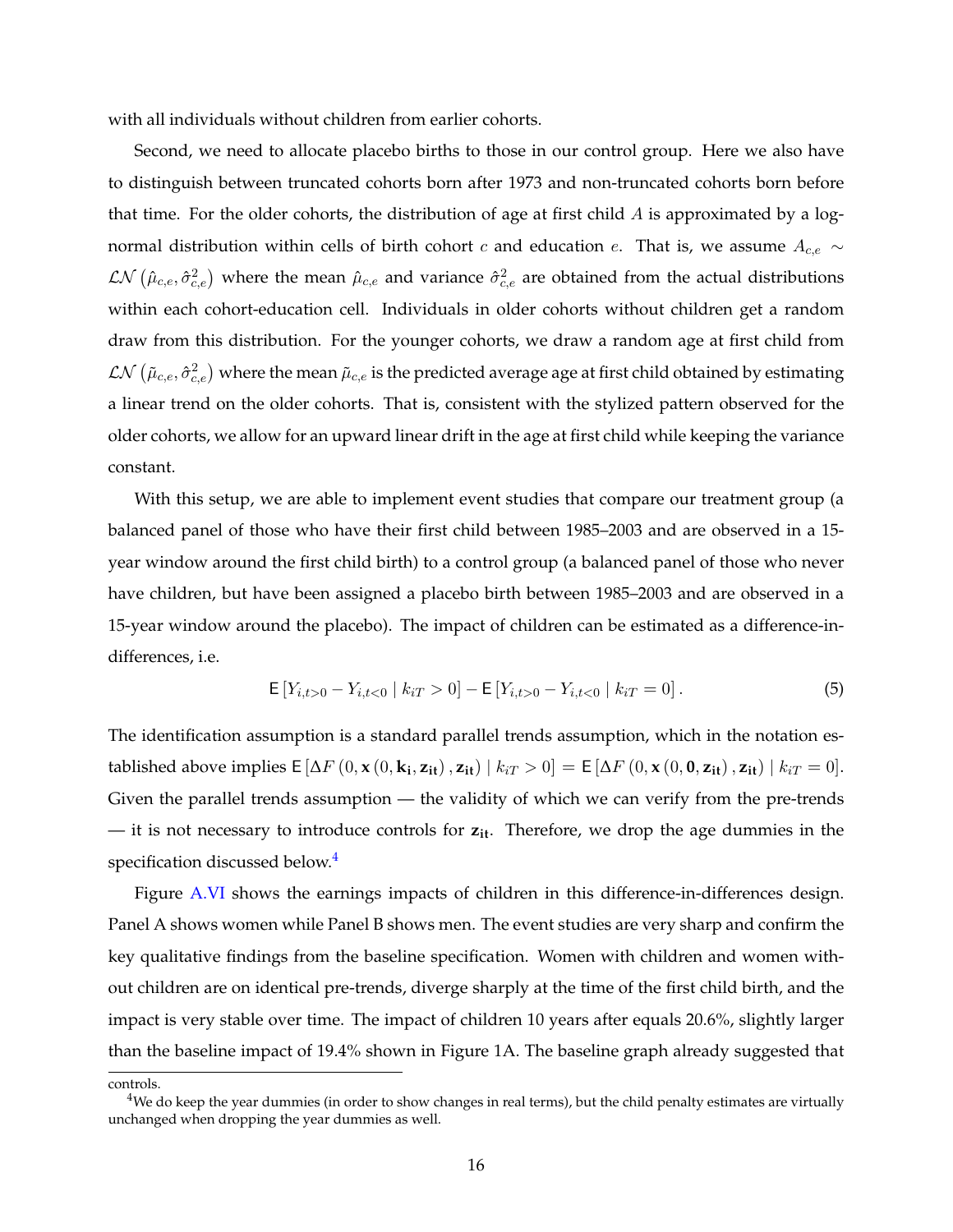with all individuals without children from earlier cohorts.

Second, we need to allocate placebo births to those in our control group. Here we also have to distinguish between truncated cohorts born after 1973 and non-truncated cohorts born before that time. For the older cohorts, the distribution of age at first child $A$ is approximated by a log-normal distribution within cells of birth cohort $c$ and education $e$. That is, we assume $A_{c,e} \sim \mathcal{LN}\left(\hat{\mu}_{c,e}, \hat{\sigma}_{c,e}^2\right)$ where the mean $\hat{\mu}_{c,e}$ and variance $\hat{\sigma}_{c,e}^2$ are obtained from the actual distributions within each cohort-education cell. Individuals in older cohorts without children get a random draw from this distribution. For the younger cohorts, we draw a random age at first child from $\mathcal{LN}\left(\tilde{\mu}_{c,e}, \hat{\sigma}_{c,e}^2\right)$ where the mean $\tilde{\mu}_{c,e}$ is the predicted average age at first child obtained by estimating a linear trend on the older cohorts. That is, consistent with the stylized pattern observed for the older cohorts, we allow for an upward linear drift in the age at first child while keeping the variance constant.

With this setup, we are able to implement event studies that compare our treatment group (a balanced panel of those who have their first child between 1985–2003 and are observed in a 15-year window around the first child birth) to a control group (a balanced panel of those who never have children, but have been assigned a placebo birth between 1985–2003 and are observed in a 15-year window around the placebo). The impact of children can be estimated as a difference-in-differences, i.e.

$$\mathsf{E}\left[Y_{i,t>0} - Y_{i,t<0} \mid k_{iT} > 0\right] - \mathsf{E}\left[Y_{i,t>0} - Y_{i,t<0} \mid k_{iT} = 0\right]. \tag{5}$$

The identification assumption is a standard parallel trends assumption, which in the notation established above implies $\mathsf{E}\left[\Delta F\left(0, \mathbf{x}\left(0, \mathbf{k_i}, \mathbf{z_{it}}\right), \mathbf{z_{it}}\right) \mid k_{iT} > 0\right] = \mathsf{E}\left[\Delta F\left(0, \mathbf{x}\left(0, \mathbf{0}, \mathbf{z_{it}}\right), \mathbf{z_{it}}\right) \mid k_{iT} = 0\right]$. Given the parallel trends assumption — the validity of which we can verify from the pre-trends — it is not necessary to introduce controls for $\mathbf{z_{it}}$. Therefore, we drop the age dummies in the specification discussed below.[4]

Figure A.VI shows the earnings impacts of children in this difference-in-differences design. Panel A shows women while Panel B shows men. The event studies are very sharp and confirm the key qualitative findings from the baseline specification. Women with children and women without children are on identical pre-trends, diverge sharply at the time of the first child birth, and the impact is very stable over time. The impact of children 10 years after equals 20.6%, slightly larger than the baseline impact of 19.4% shown in Figure 1A. The baseline graph already suggested that

controls.

[4]We do keep the year dummies (in order to show changes in real terms), but the child penalty estimates are virtually unchanged when dropping the year dummies as well.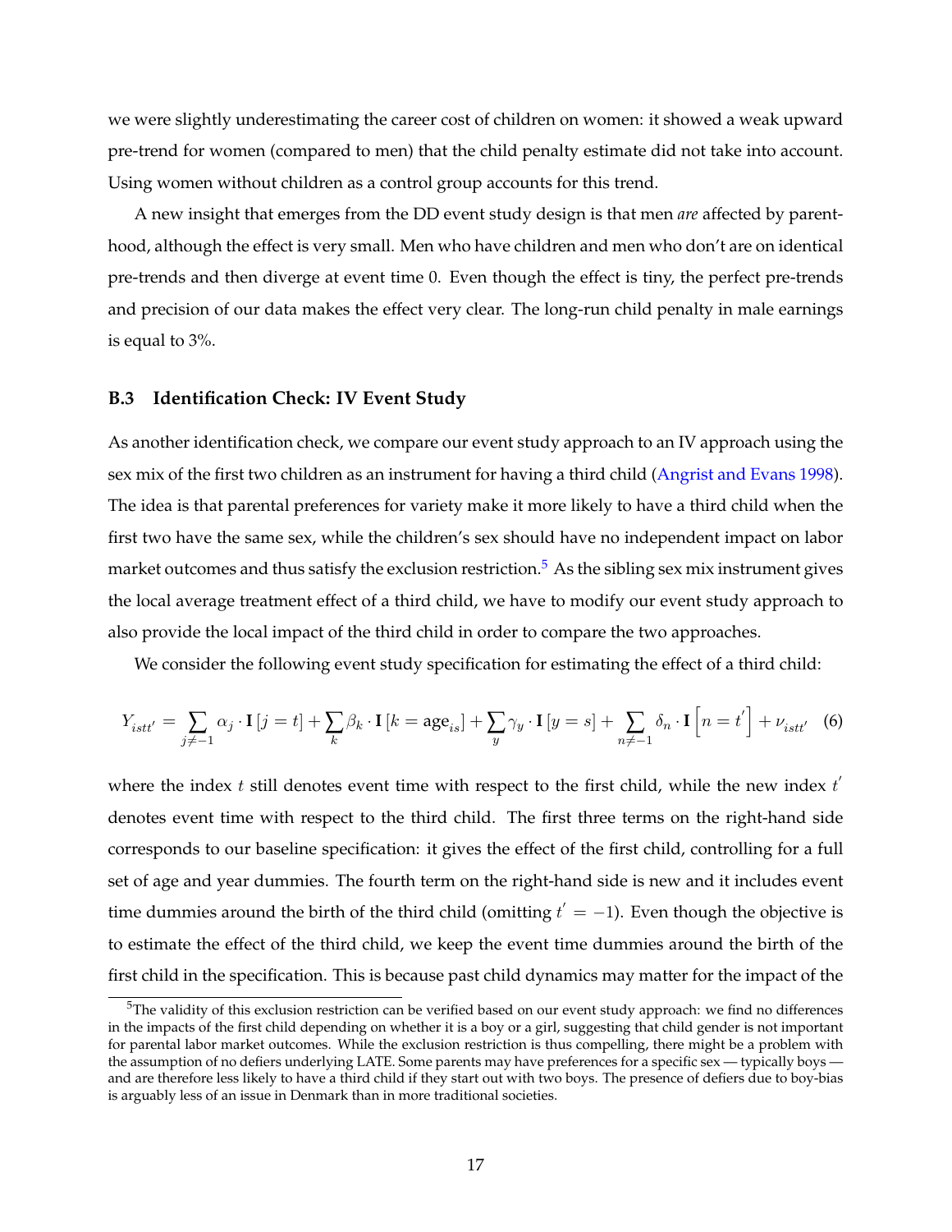we were slightly underestimating the career cost of children on women: it showed a weak upward pre-trend for women (compared to men) that the child penalty estimate did not take into account. Using women without children as a control group accounts for this trend.

A new insight that emerges from the DD event study design is that men *are* affected by parenthood, although the effect is very small. Men who have children and men who don't are on identical pre-trends and then diverge at event time 0. Even though the effect is tiny, the perfect pre-trends and precision of our data makes the effect very clear. The long-run child penalty in male earnings is equal to 3%.

### B.3 Identification Check: IV Event Study

As another identification check, we compare our event study approach to an IV approach using the sex mix of the first two children as an instrument for having a third child (Angrist and Evans 1998). The idea is that parental preferences for variety make it more likely to have a third child when the first two have the same sex, while the children's sex should have no independent impact on labor market outcomes and thus satisfy the exclusion restriction.[5] As the sibling sex mix instrument gives the local average treatment effect of a third child, we have to modify our event study approach to also provide the local impact of the third child in order to compare the two approaches.

We consider the following event study specification for estimating the effect of a third child:

$$Y_{istt'} = \sum_{j \neq -1} \alpha_j \cdot \mathbf{I}\left[j = t\right] + \sum_k \beta_k \cdot \mathbf{I}\left[k = \text{age}_{is}\right] + \sum_y \gamma_y \cdot \mathbf{I}\left[y = s\right] + \sum_{n \neq -1} \delta_n \cdot \mathbf{I}\left[n = t'\right] + \nu_{istt'} \quad (6)$$

where the index $t$ still denotes event time with respect to the first child, while the new index $t'$ denotes event time with respect to the third child. The first three terms on the right-hand side corresponds to our baseline specification: it gives the effect of the first child, controlling for a full set of age and year dummies. The fourth term on the right-hand side is new and it includes event time dummies around the birth of the third child (omitting $t' = -1$). Even though the objective is to estimate the effect of the third child, we keep the event time dummies around the birth of the first child in the specification. This is because past child dynamics may matter for the impact of the

[5] The validity of this exclusion restriction can be verified based on our event study approach: we find no differences in the impacts of the first child depending on whether it is a boy or a girl, suggesting that child gender is not important for parental labor market outcomes. While the exclusion restriction is thus compelling, there might be a problem with the assumption of no defiers underlying LATE. Some parents may have preferences for a specific sex — typically boys — and are therefore less likely to have a third child if they start out with two boys. The presence of defiers due to boy-bias is arguably less of an issue in Denmark than in more traditional societies.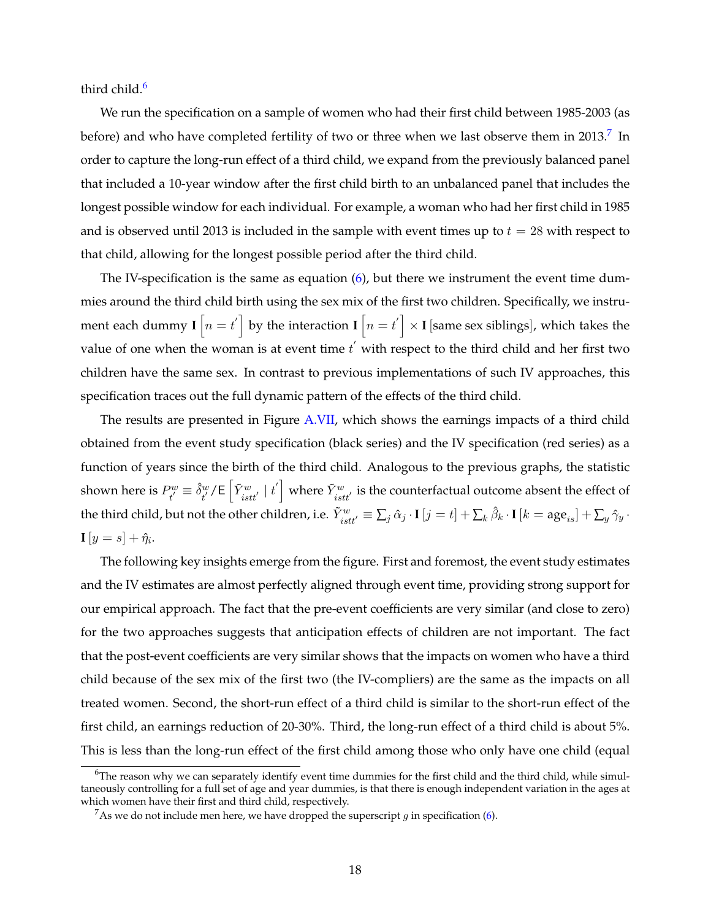third child.[6]

We run the specification on a sample of women who had their first child between 1985-2003 (as before) and who have completed fertility of two or three when we last observe them in 2013.[7] In order to capture the long-run effect of a third child, we expand from the previously balanced panel that included a 10-year window after the first child birth to an unbalanced panel that includes the longest possible window for each individual. For example, a woman who had her first child in 1985 and is observed until 2013 is included in the sample with event times up to $t = 28$ with respect to that child, allowing for the longest possible period after the third child.

The IV-specification is the same as equation (6), but there we instrument the event time dummies around the third child birth using the sex mix of the first two children. Specifically, we instrument each dummy $\mathbf{I}\left[n = t^{'}\right]$ by the interaction $\mathbf{I}\left[n = t^{'}\right] \times \mathbf{I}\left[\text{same sex siblings}\right]$, which takes the value of one when the woman is at event time $t^{'}$ with respect to the third child and her first two children have the same sex. In contrast to previous implementations of such IV approaches, this specification traces out the full dynamic pattern of the effects of the third child.

The results are presented in Figure A.VII, which shows the earnings impacts of a third child obtained from the event study specification (black series) and the IV specification (red series) as a function of years since the birth of the third child. Analogous to the previous graphs, the statistic shown here is $P^{w}_{t^{'}} \equiv \hat{\delta}^{w}_{t^{'}} / \mathsf{E}\left[\tilde{Y}^{w}_{istt^{'}} \mid t^{'}\right]$ where $\tilde{Y}^{w}_{istt^{'}}$ is the counterfactual outcome absent the effect of the third child, but not the other children, i.e. $\tilde{Y}^{w}_{istt^{'}} \equiv \sum_j \hat{\alpha}_j \cdot \mathbf{I}\left[j = t\right] + \sum_k \hat{\beta}_k \cdot \mathbf{I}\left[k = \text{age}_{is}\right] + \sum_y \hat{\gamma}_y \cdot \mathbf{I}\left[y = s\right] + \hat{\eta}_i$.

The following key insights emerge from the figure. First and foremost, the event study estimates and the IV estimates are almost perfectly aligned through event time, providing strong support for our empirical approach. The fact that the pre-event coefficients are very similar (and close to zero) for the two approaches suggests that anticipation effects of children are not important. The fact that the post-event coefficients are very similar shows that the impacts on women who have a third child because of the sex mix of the first two (the IV-compliers) are the same as the impacts on all treated women. Second, the short-run effect of a third child is similar to the short-run effect of the first child, an earnings reduction of 20-30%. Third, the long-run effect of a third child is about 5%. This is less than the long-run effect of the first child among those who only have one child (equal

[6] The reason why we can separately identify event time dummies for the first child and the third child, while simultaneously controlling for a full set of age and year dummies, is that there is enough independent variation in the ages at which women have their first and third child, respectively.

[7] As we do not include men here, we have dropped the superscript $g$ in specification (6).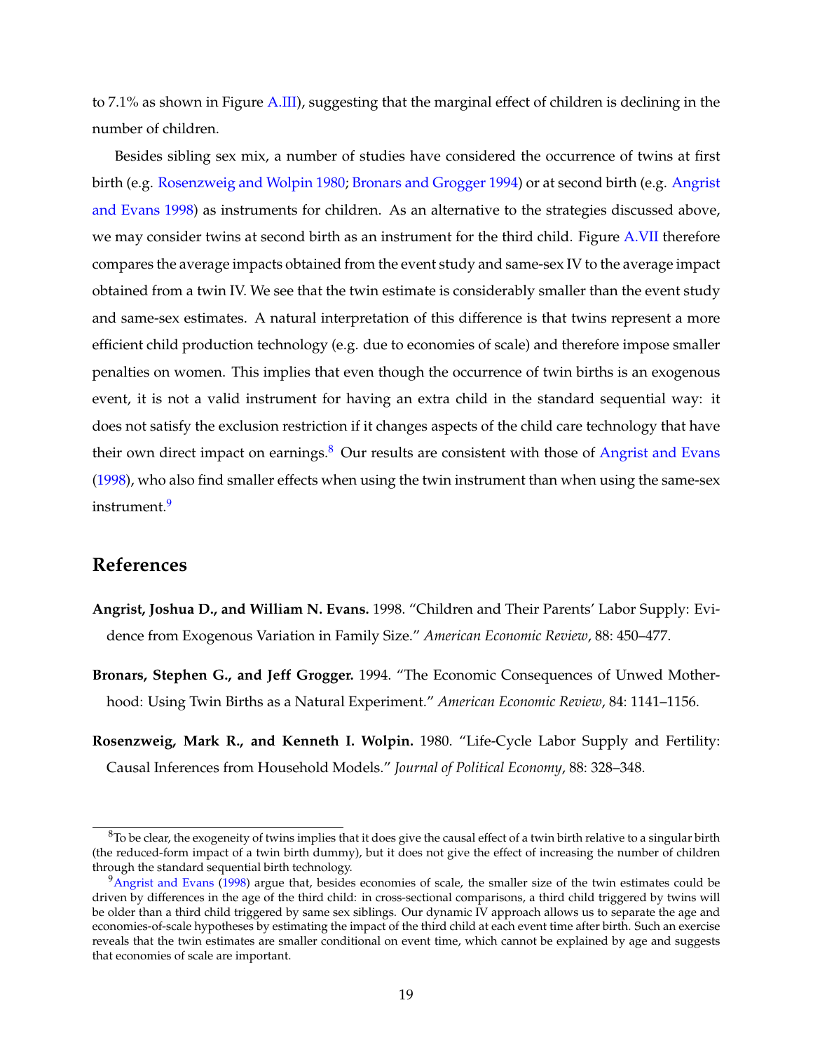to 7.1% as shown in Figure A.III), suggesting that the marginal effect of children is declining in the number of children.

Besides sibling sex mix, a number of studies have considered the occurrence of twins at first birth (e.g. Rosenzweig and Wolpin 1980; Bronars and Grogger 1994) or at second birth (e.g. Angrist and Evans 1998) as instruments for children. As an alternative to the strategies discussed above, we may consider twins at second birth as an instrument for the third child. Figure A.VII therefore compares the average impacts obtained from the event study and same-sex IV to the average impact obtained from a twin IV. We see that the twin estimate is considerably smaller than the event study and same-sex estimates. A natural interpretation of this difference is that twins represent a more efficient child production technology (e.g. due to economies of scale) and therefore impose smaller penalties on women. This implies that even though the occurrence of twin births is an exogenous event, it is not a valid instrument for having an extra child in the standard sequential way: it does not satisfy the exclusion restriction if it changes aspects of the child care technology that have their own direct impact on earnings.[8] Our results are consistent with those of Angrist and Evans (1998), who also find smaller effects when using the twin instrument than when using the same-sex instrument.[9]

## References

**Angrist, Joshua D., and William N. Evans.** 1998. "Children and Their Parents' Labor Supply: Evidence from Exogenous Variation in Family Size." *American Economic Review*, 88: 450–477.

**Bronars, Stephen G., and Jeff Grogger.** 1994. "The Economic Consequences of Unwed Motherhood: Using Twin Births as a Natural Experiment." *American Economic Review*, 84: 1141–1156.

**Rosenzweig, Mark R., and Kenneth I. Wolpin.** 1980. "Life-Cycle Labor Supply and Fertility: Causal Inferences from Household Models." *Journal of Political Economy*, 88: 328–348.

[8] To be clear, the exogeneity of twins implies that it does give the causal effect of a twin birth relative to a singular birth (the reduced-form impact of a twin birth dummy), but it does not give the effect of increasing the number of children through the standard sequential birth technology.

[9] Angrist and Evans (1998) argue that, besides economies of scale, the smaller size of the twin estimates could be driven by differences in the age of the third child: in cross-sectional comparisons, a third child triggered by twins will be older than a third child triggered by same sex siblings. Our dynamic IV approach allows us to separate the age and economies-of-scale hypotheses by estimating the impact of the third child at each event time after birth. Such an exercise reveals that the twin estimates are smaller conditional on event time, which cannot be explained by age and suggests that economies of scale are important.